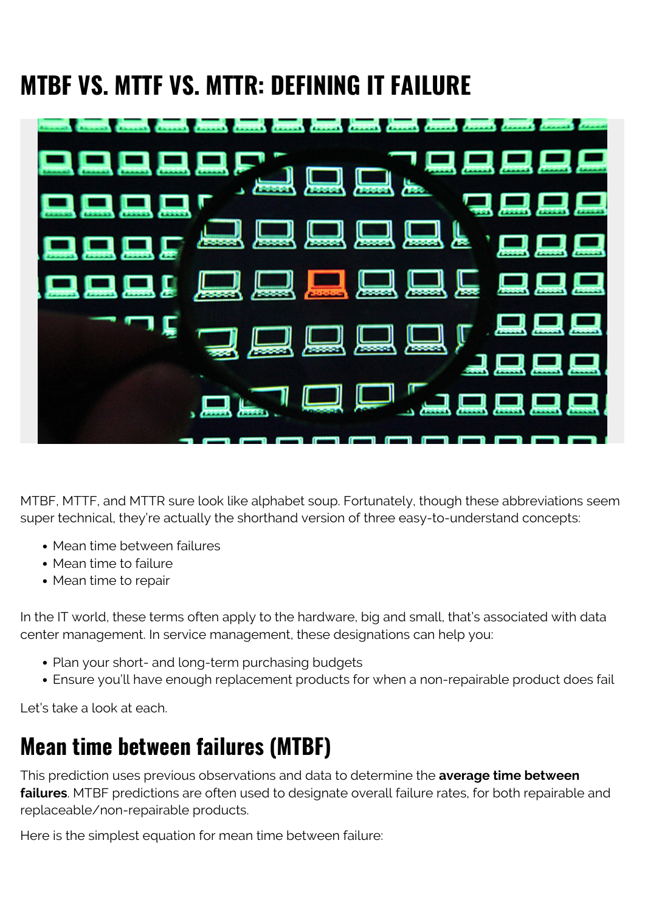# MTBF VS. MTTF VS. MTTR: DEFINING IT FAILURE

MTBF, MTTF, and MTTR sure look like alphabet soup. Fortunately, though these abbreviations seem super technical, they're actually the shorthand version of three easy-to-understand concepts:

- Mean time between failures
- Mean time to failure
- Mean time to repair

In the IT world, these terms often apply to the hardware, big and small, that's associated with data center management. In service management, these designations can help you:

- Plan your short- and long-term purchasing budgets
- Ensure you'll have enough replacement products for when a non-repairable product does fail

Let's take a look at each.

## Mean time between failures (MTBF)

This prediction uses previous observations and data to determine the **average time between failures**. MTBF predictions are often used to designate overall failure rates, for both repairable and replaceable/non-repairable products.

Here is the simplest equation for mean time between failure: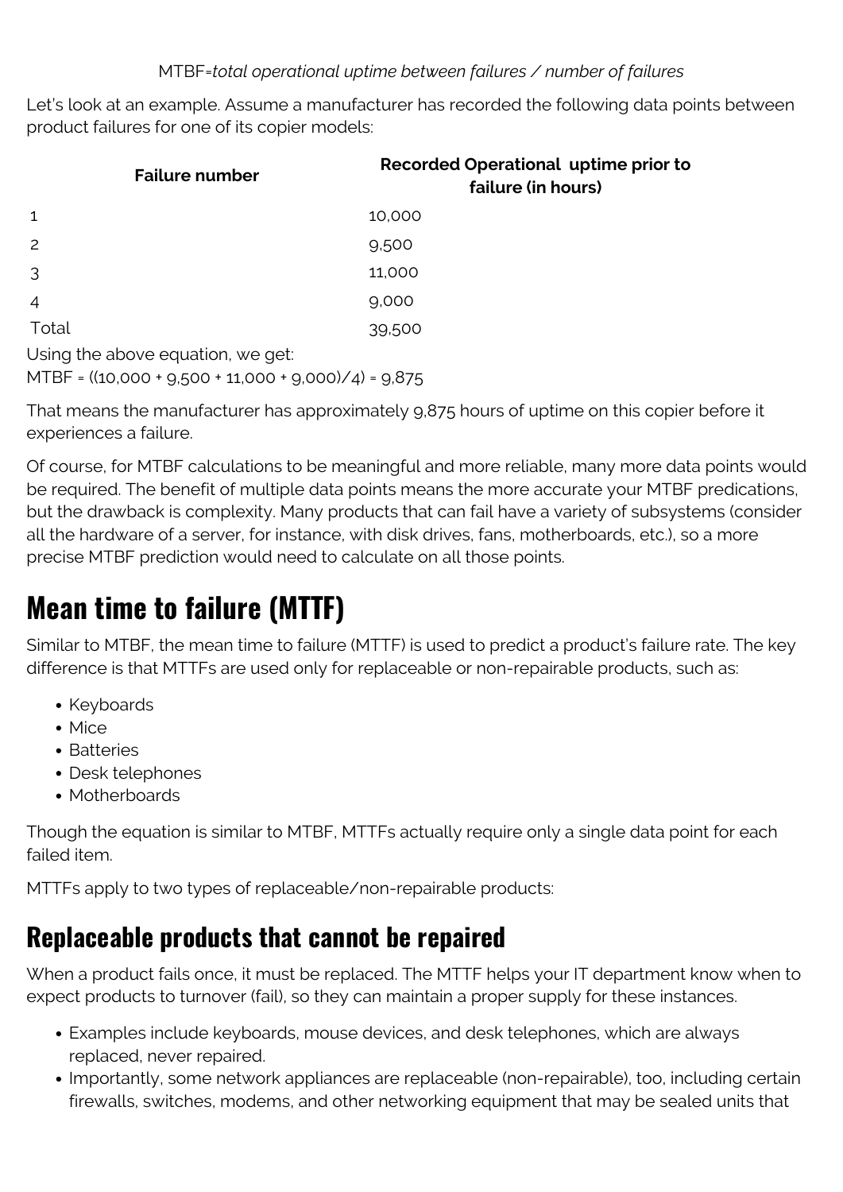MTBF=*total operational uptime between failures / number of failures*

Let's look at an example. Assume a manufacturer has recorded the following data points between product failures for one of its copier models:

| Failure number | Recorded Operational uptime prior to failure (in hours) |
|---|---|
| 1 | 10,000 |
| 2 | 9,500 |
| 3 | 11,000 |
| 4 | 9,000 |
| Total | 39,500 |

Using the above equation, we get:

MTBF = ((10,000 + 9,500 + 11,000 + 9,000)/4) = 9,875

That means the manufacturer has approximately 9,875 hours of uptime on this copier before it experiences a failure.

Of course, for MTBF calculations to be meaningful and more reliable, many more data points would be required. The benefit of multiple data points means the more accurate your MTBF predications, but the drawback is complexity. Many products that can fail have a variety of subsystems (consider all the hardware of a server, for instance, with disk drives, fans, motherboards, etc.), so a more precise MTBF prediction would need to calculate on all those points.

# Mean time to failure (MTTF)

Similar to MTBF, the mean time to failure (MTTF) is used to predict a product's failure rate. The key difference is that MTTFs are used only for replaceable or non-repairable products, such as:

- Keyboards
- Mice
- Batteries
- Desk telephones
- Motherboards

Though the equation is similar to MTBF, MTTFs actually require only a single data point for each failed item.

MTTFs apply to two types of replaceable/non-repairable products:

## Replaceable products that cannot be repaired

When a product fails once, it must be replaced. The MTTF helps your IT department know when to expect products to turnover (fail), so they can maintain a proper supply for these instances.

- Examples include keyboards, mouse devices, and desk telephones, which are always replaced, never repaired.
- Importantly, some network appliances are replaceable (non-repairable), too, including certain firewalls, switches, modems, and other networking equipment that may be sealed units that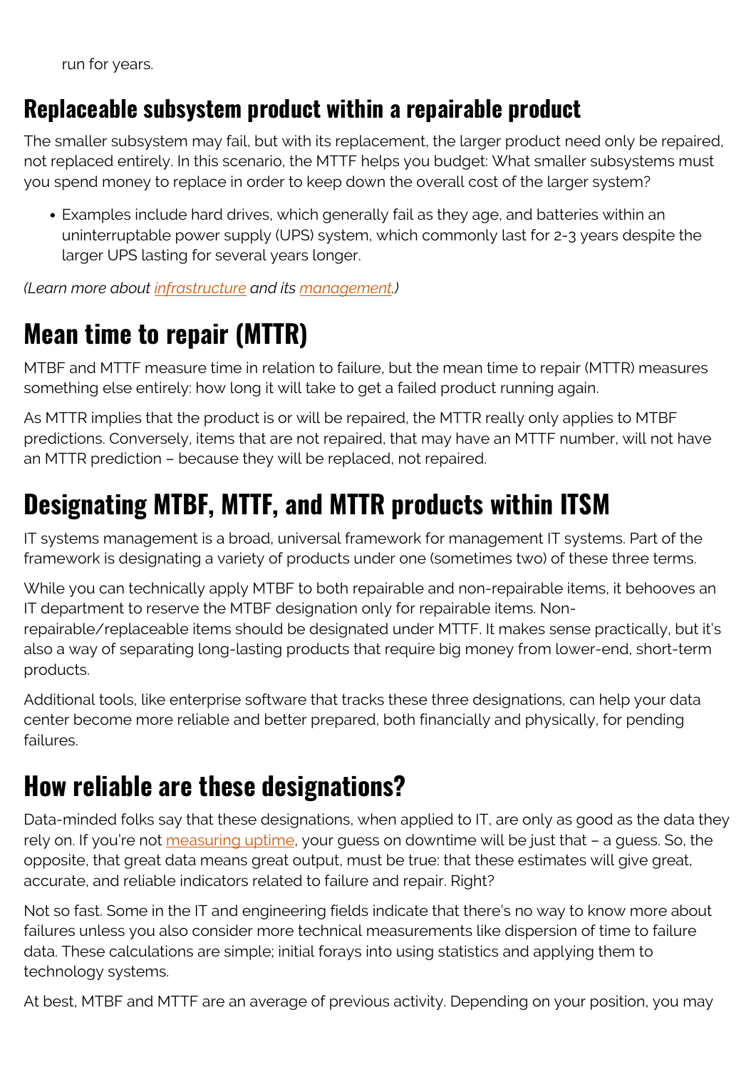run for years.

## Replaceable subsystem product within a repairable product

The smaller subsystem may fail, but with its replacement, the larger product need only be repaired, not replaced entirely. In this scenario, the MTTF helps you budget: What smaller subsystems must you spend money to replace in order to keep down the overall cost of the larger system?

- Examples include hard drives, which generally fail as they age, and batteries within an uninterruptable power supply (UPS) system, which commonly last for 2-3 years despite the larger UPS lasting for several years longer.

*(Learn more about [infrastructure]() and its [management]().)*

# Mean time to repair (MTTR)

MTBF and MTTF measure time in relation to failure, but the mean time to repair (MTTR) measures something else entirely: how long it will take to get a failed product running again.

As MTTR implies that the product is or will be repaired, the MTTR really only applies to MTBF predictions. Conversely, items that are not repaired, that may have an MTTF number, will not have an MTTR prediction – because they will be replaced, not repaired.

# Designating MTBF, MTTF, and MTTR products within ITSM

IT systems management is a broad, universal framework for management IT systems. Part of the framework is designating a variety of products under one (sometimes two) of these three terms.

While you can technically apply MTBF to both repairable and non-repairable items, it behooves an IT department to reserve the MTBF designation only for repairable items. Non-repairable/replaceable items should be designated under MTTF. It makes sense practically, but it's also a way of separating long-lasting products that require big money from lower-end, short-term products.

Additional tools, like enterprise software that tracks these three designations, can help your data center become more reliable and better prepared, both financially and physically, for pending failures.

# How reliable are these designations?

Data-minded folks say that these designations, when applied to IT, are only as good as the data they rely on. If you're not [measuring uptime](), your guess on downtime will be just that – a guess. So, the opposite, that great data means great output, must be true: that these estimates will give great, accurate, and reliable indicators related to failure and repair. Right?

Not so fast. Some in the IT and engineering fields indicate that there's no way to know more about failures unless you also consider more technical measurements like dispersion of time to failure data. These calculations are simple; initial forays into using statistics and applying them to technology systems.

At best, MTBF and MTTF are an average of previous activity. Depending on your position, you may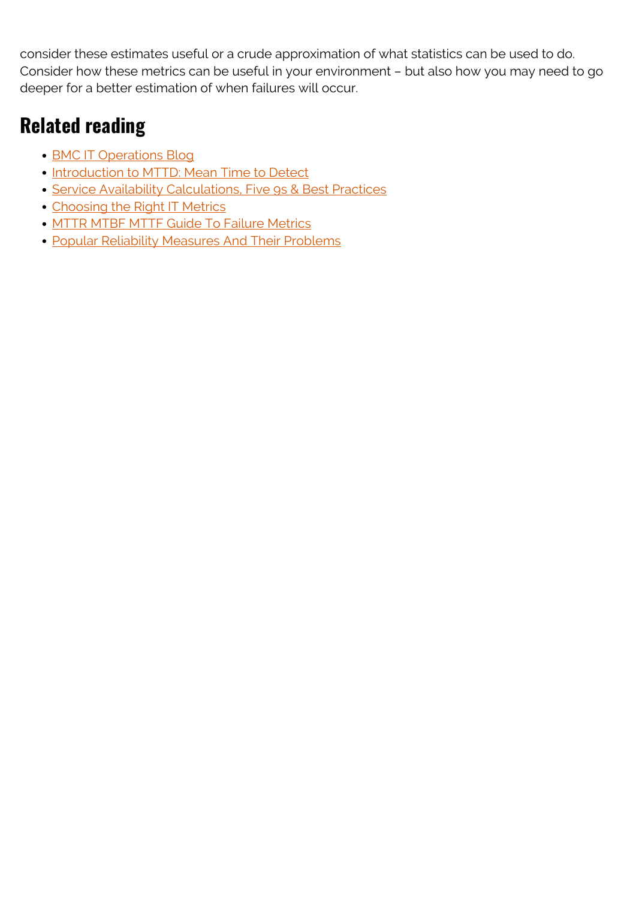consider these estimates useful or a crude approximation of what statistics can be used to do. Consider how these metrics can be useful in your environment – but also how you may need to go deeper for a better estimation of when failures will occur.

## Related reading

- BMC IT Operations Blog
- Introduction to MTTD: Mean Time to Detect
- Service Availability Calculations, Five 9s & Best Practices
- Choosing the Right IT Metrics
- MTTR MTBF MTTF Guide To Failure Metrics
- Popular Reliability Measures And Their Problems